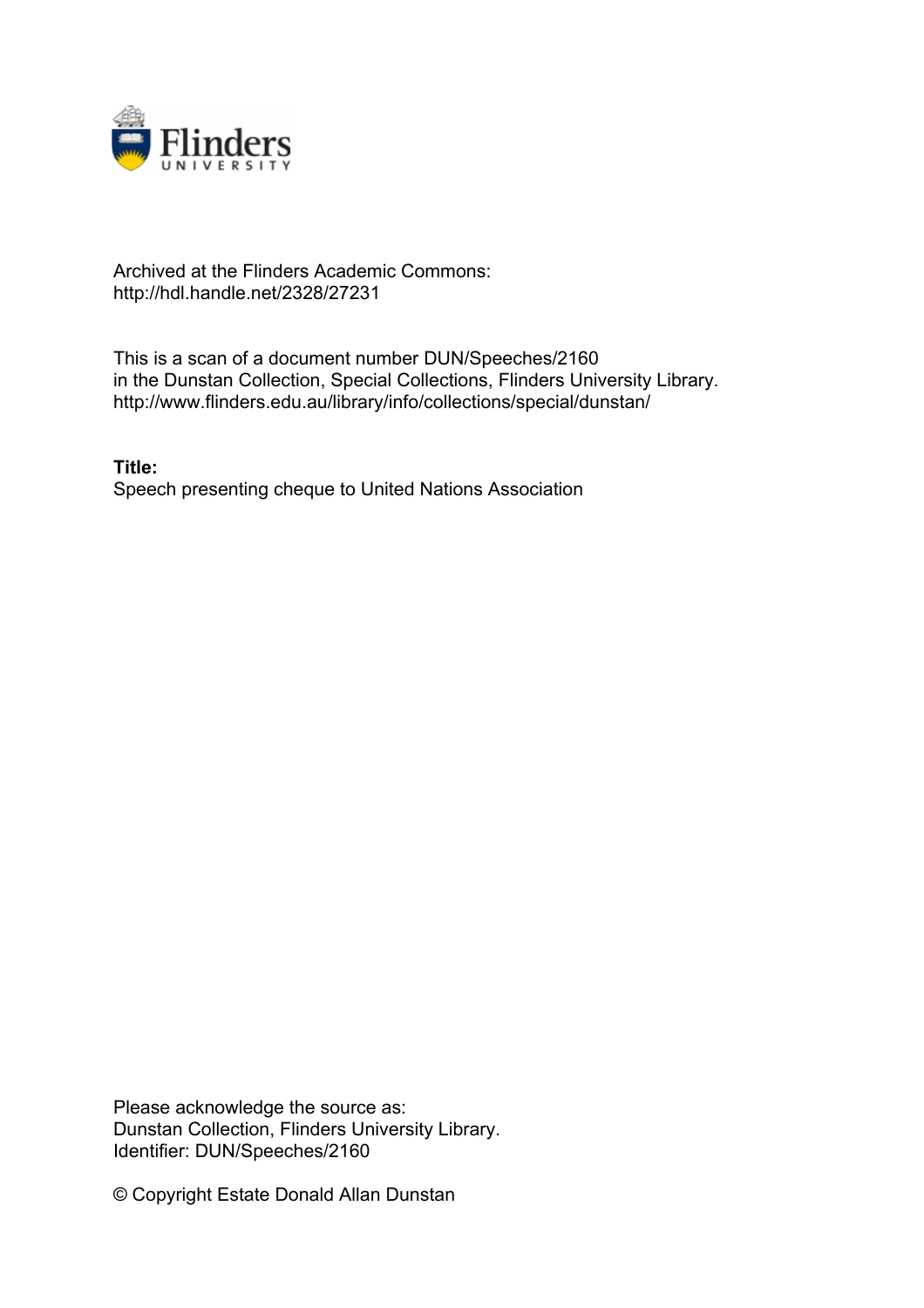Archived at the Flinders Academic Commons:
http://hdl.handle.net/2328/27231

This is a scan of a document number DUN/Speeches/2160
in the Dunstan Collection, Special Collections, Flinders University Library.
http://www.flinders.edu.au/library/info/collections/special/dunstan/

**Title:**
Speech presenting cheque to United Nations Association

Please acknowledge the source as:
Dunstan Collection, Flinders University Library.
Identifier: DUN/Speeches/2160

© Copyright Estate Donald Allan Dunstan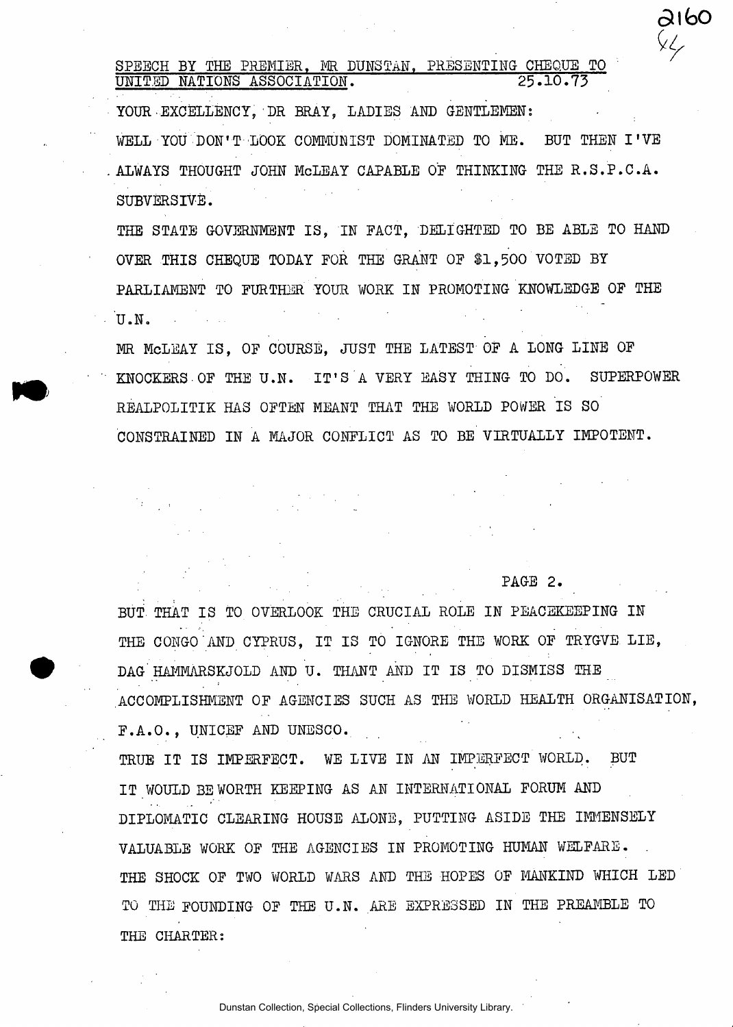SPEECH BY THE PREMIER, MR DUNSTAN, PRESENTING CHEQUE TO UNITED NATIONS ASSOCIATION. 25.10.73

YOUR EXCELLENCY, DR BRAY, LADIES AND GENTLEMEN:

WELL YOU DON'T LOOK COMMUNIST DOMINATED TO ME. BUT THEN I'VE ALWAYS THOUGHT JOHN McLEAY CAPABLE OF THINKING THE R.S.P.C.A. SUBVERSIVE.

THE STATE GOVERNMENT IS, IN FACT, DELIGHTED TO BE ABLE TO HAND OVER THIS CHEQUE TODAY FOR THE GRANT OF $1,500 VOTED BY PARLIAMENT TO FURTHER YOUR WORK IN PROMOTING KNOWLEDGE OF THE U.N.

MR McLEAY IS, OF COURSE, JUST THE LATEST OF A LONG LINE OF KNOCKERS OF THE U.N. IT'S A VERY EASY THING TO DO. SUPERPOWER REALPOLITIK HAS OFTEN MEANT THAT THE WORLD POWER IS SO CONSTRAINED IN A MAJOR CONFLICT AS TO BE VIRTUALLY IMPOTENT.

BUT THAT IS TO OVERLOOK THE CRUCIAL ROLE IN PEACEKEEPING IN THE CONGO AND CYPRUS, IT IS TO IGNORE THE WORK OF TRYGVE LIE, DAG HAMMARSKJOLD AND U. THANT AND IT IS TO DISMISS THE ACCOMPLISHMENT OF AGENCIES SUCH AS THE WORLD HEALTH ORGANISATION, F.A.O., UNICEF AND UNESCO.

TRUE IT IS IMPERFECT. WE LIVE IN AN IMPERFECT WORLD. BUT IT WOULD BE WORTH KEEPING AS AN INTERNATIONAL FORUM AND DIPLOMATIC CLEARING HOUSE ALONE, PUTTING ASIDE THE IMMENSELY VALUABLE WORK OF THE AGENCIES IN PROMOTING HUMAN WELFARE.

THE SHOCK OF TWO WORLD WARS AND THE HOPES OF MANKIND WHICH LED TO THE FOUNDING OF THE U.N. ARE EXPRESSED IN THE PREAMBLE TO THE CHARTER:

Dunstan Collection, Special Collections, Flinders University Library.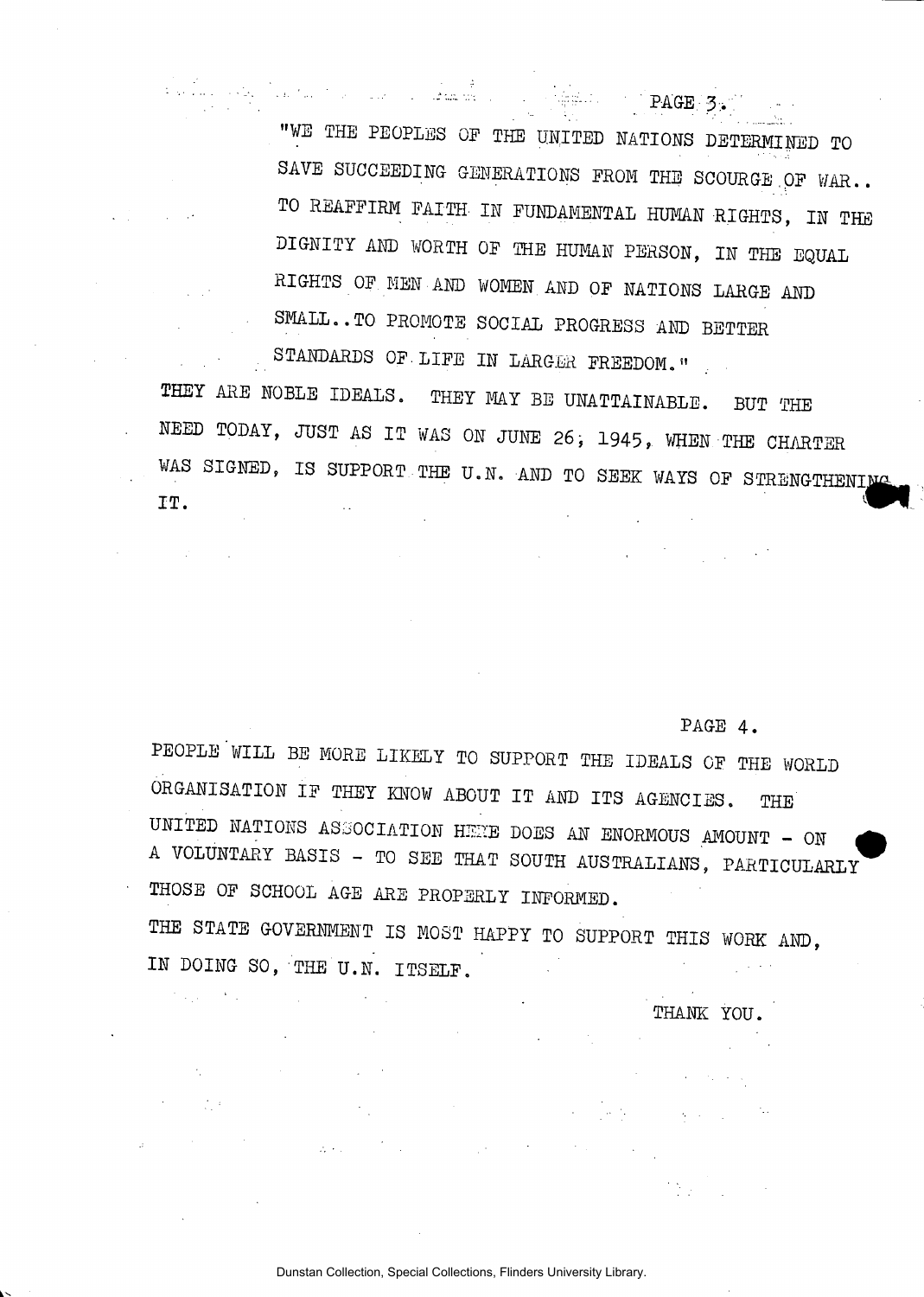"WE THE PEOPLES OF THE UNITED NATIONS DETERMINED TO SAVE SUCCEEDING GENERATIONS FROM THE SCOURGE OF WAR.. TO REAFFIRM FAITH IN FUNDAMENTAL HUMAN RIGHTS, IN THE DIGNITY AND WORTH OF THE HUMAN PERSON, IN THE EQUAL RIGHTS OF MEN AND WOMEN AND OF NATIONS LARGE AND SMALL..TO PROMOTE SOCIAL PROGRESS AND BETTER STANDARDS OF LIFE IN LARGER FREEDOM."

THEY ARE NOBLE IDEALS. THEY MAY BE UNATTAINABLE. BUT THE NEED TODAY, JUST AS IT WAS ON JUNE 26, 1945, WHEN THE CHARTER WAS SIGNED, IS SUPPORT THE U.N. AND TO SEEK WAYS OF STRENGTHENING IT.

PEOPLE WILL BE MORE LIKELY TO SUPPORT THE IDEALS OF THE WORLD ORGANISATION IF THEY KNOW ABOUT IT AND ITS AGENCIES. THE UNITED NATIONS ASSOCIATION HERE DOES AN ENORMOUS AMOUNT - ON A VOLUNTARY BASIS - TO SEE THAT SOUTH AUSTRALIANS, PARTICULARLY THOSE OF SCHOOL AGE ARE PROPERLY INFORMED.

THE STATE GOVERNMENT IS MOST HAPPY TO SUPPORT THIS WORK AND, IN DOING SO, THE U.N. ITSELF.

THANK YOU.